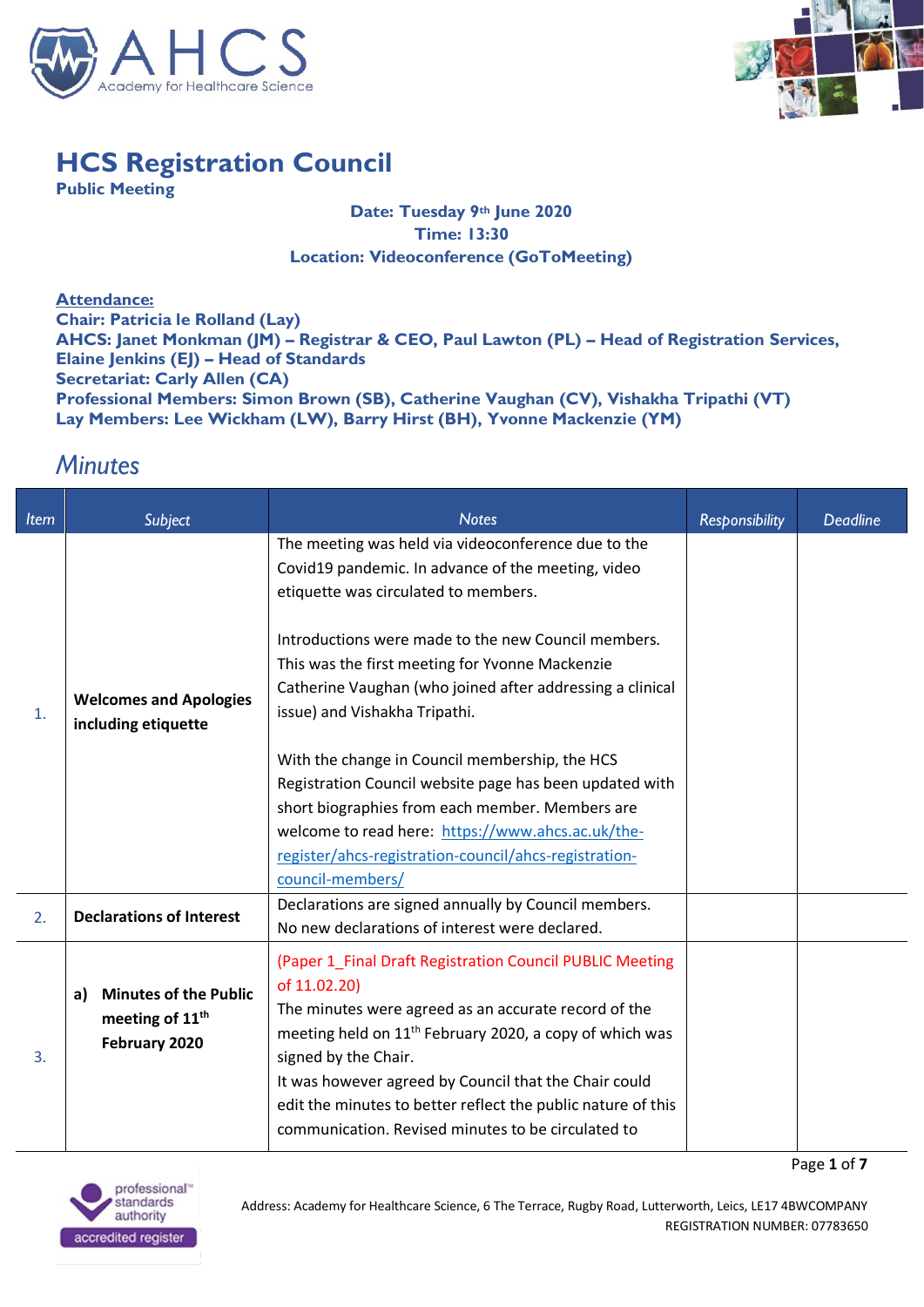# HCS Registration Council

**Public Meeting**

**Date: Tuesday 9th June 2020**
**Time: 13:30**
**Location: Videoconference (GoToMeeting)**

**Attendance:**
**Chair: Patricia le Rolland (Lay)**
**AHCS: Janet Monkman (JM) – Registrar & CEO, Paul Lawton (PL) – Head of Registration Services, Elaine Jenkins (EJ) – Head of Standards**
**Secretariat: Carly Allen (CA)**
**Professional Members: Simon Brown (SB), Catherine Vaughan (CV), Vishakha Tripathi (VT)**
**Lay Members: Lee Wickham (LW), Barry Hirst (BH), Yvonne Mackenzie (YM)**

## *Minutes*

| Item | Subject | Notes | Responsibility | Deadline |
|---|---|---|---|---|
| 1. | **Welcomes and Apologies including etiquette** | The meeting was held via videoconference due to the Covid19 pandemic. In advance of the meeting, video etiquette was circulated to members.<br><br>Introductions were made to the new Council members. This was the first meeting for Yvonne Mackenzie Catherine Vaughan (who joined after addressing a clinical issue) and Vishakha Tripathi.<br><br>With the change in Council membership, the HCS Registration Council website page has been updated with short biographies from each member. Members are welcome to read here: https://www.ahcs.ac.uk/the-register/ahcs-registration-council/ahcs-registration-council-members/ | | |
| 2. | **Declarations of Interest** | Declarations are signed annually by Council members. No new declarations of interest were declared. | | |
| 3. | **a) Minutes of the Public meeting of 11th February 2020** | (Paper 1_Final Draft Registration Council PUBLIC Meeting of 11.02.20)<br>The minutes were agreed as an accurate record of the meeting held on 11th February 2020, a copy of which was signed by the Chair.<br>It was however agreed by Council that the Chair could edit the minutes to better reflect the public nature of this communication. Revised minutes to be circulated to | | |

Address: Academy for Healthcare Science, 6 The Terrace, Rugby Road, Lutterworth, Leics, LE17 4BW COMPANY REGISTRATION NUMBER: 07783650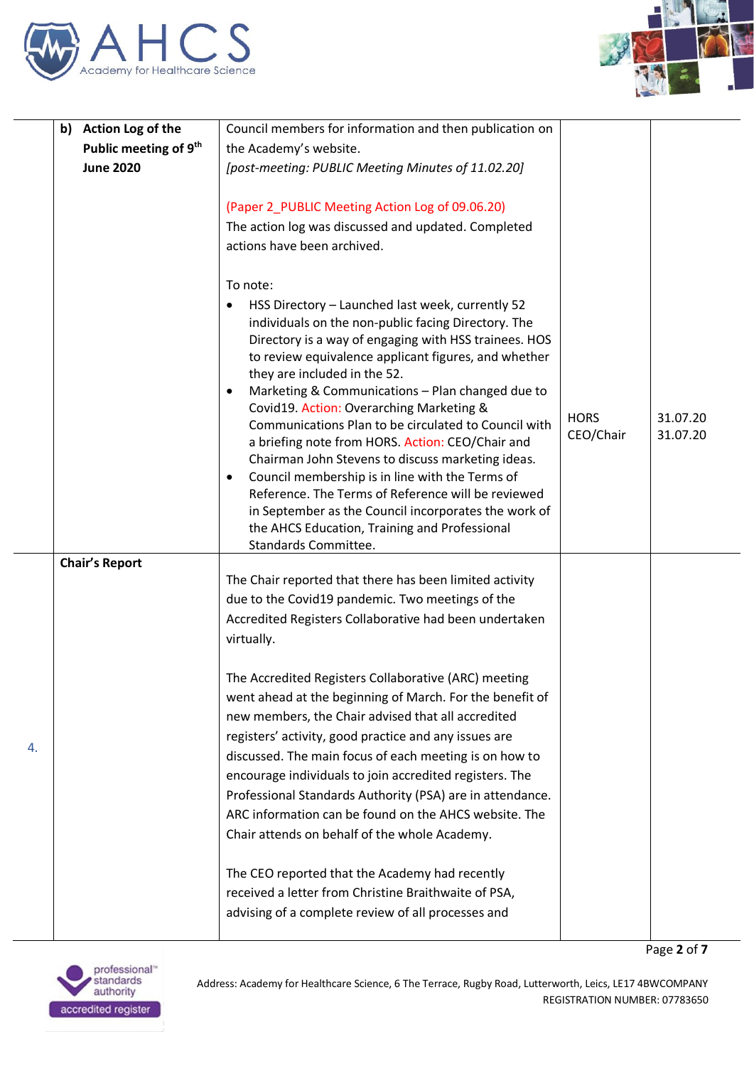| | | | | |
|---|---|---|---|---|
| | **b) Action Log of the Public meeting of 9th June 2020** | Council members for information and then publication on the Academy's website.<br>*[post-meeting: PUBLIC Meeting Minutes of 11.02.20]*<br><br>(Paper 2_PUBLIC Meeting Action Log of 09.06.20)<br>The action log was discussed and updated. Completed actions have been archived.<br><br>To note:<br>• HSS Directory – Launched last week, currently 52 individuals on the non-public facing Directory. The Directory is a way of engaging with HSS trainees. HOS to review equivalence applicant figures, and whether they are included in the 52.<br>• Marketing & Communications – Plan changed due to Covid19. Action: Overarching Marketing & Communications Plan to be circulated to Council with a briefing note from HORS. Action: CEO/Chair and Chairman John Stevens to discuss marketing ideas.<br>• Council membership is in line with the Terms of Reference. The Terms of Reference will be reviewed in September as the Council incorporates the work of the AHCS Education, Training and Professional Standards Committee. | HORS<br>CEO/Chair | 31.07.20<br>31.07.20 |
| 4. | **Chair's Report** | The Chair reported that there has been limited activity due to the Covid19 pandemic. Two meetings of the Accredited Registers Collaborative had been undertaken virtually.<br><br>The Accredited Registers Collaborative (ARC) meeting went ahead at the beginning of March. For the benefit of new members, the Chair advised that all accredited registers' activity, good practice and any issues are discussed. The main focus of each meeting is on how to encourage individuals to join accredited registers. The Professional Standards Authority (PSA) are in attendance. ARC information can be found on the AHCS website. The Chair attends on behalf of the whole Academy.<br><br>The CEO reported that the Academy had recently received a letter from Christine Braithwaite of PSA, advising of a complete review of all processes and | | |

Address: Academy for Healthcare Science, 6 The Terrace, Rugby Road, Lutterworth, Leics, LE17 4BW COMPANY REGISTRATION NUMBER: 07783650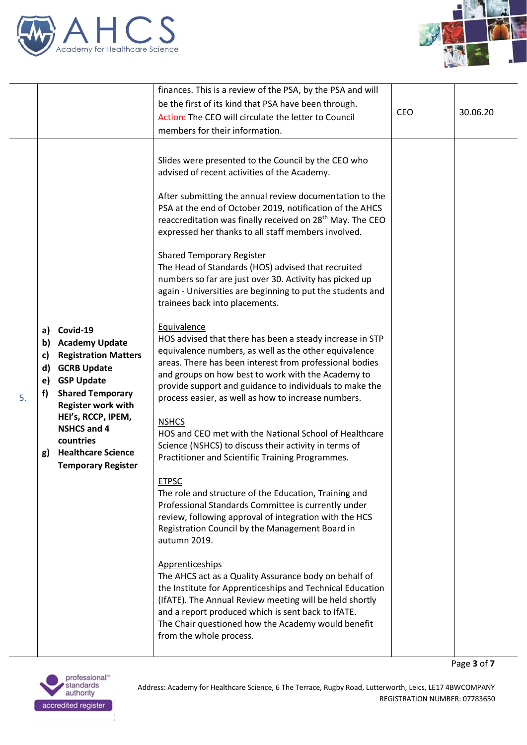| | | | | |
|---|---|---|---|---|
| | | finances. This is a review of the PSA, by the PSA and will be the first of its kind that PSA have been through.<br>Action: The CEO will circulate the letter to Council members for their information. | CEO | 30.06.20 |
| 5. | **a) Covid-19**<br>**b) Academy Update**<br>**c) Registration Matters**<br>**d) GCRB Update**<br>**e) GSP Update**<br>**f) Shared Temporary Register work with HEI's, RCCP, IPEM, NSHCS and 4 countries**<br>**g) Healthcare Science Temporary Register** | Slides were presented to the Council by the CEO who advised of recent activities of the Academy.<br><br>After submitting the annual review documentation to the PSA at the end of October 2019, notification of the AHCS reaccreditation was finally received on 28th May. The CEO expressed her thanks to all staff members involved.<br><br>Shared Temporary Register<br>The Head of Standards (HOS) advised that recruited numbers so far are just over 30. Activity has picked up again - Universities are beginning to put the students and trainees back into placements.<br><br>Equivalence<br>HOS advised that there has been a steady increase in STP equivalence numbers, as well as the other equivalence areas. There has been interest from professional bodies and groups on how best to work with the Academy to provide support and guidance to individuals to make the process easier, as well as how to increase numbers.<br><br>NSHCS<br>HOS and CEO met with the National School of Healthcare Science (NSHCS) to discuss their activity in terms of Practitioner and Scientific Training Programmes.<br><br>ETPSC<br>The role and structure of the Education, Training and Professional Standards Committee is currently under review, following approval of integration with the HCS Registration Council by the Management Board in autumn 2019.<br><br>Apprenticeships<br>The AHCS act as a Quality Assurance body on behalf of the Institute for Apprenticeships and Technical Education (IfATE). The Annual Review meeting will be held shortly and a report produced which is sent back to IfATE.<br>The Chair questioned how the Academy would benefit from the whole process. | | |

Address: Academy for Healthcare Science, 6 The Terrace, Rugby Road, Lutterworth, Leics, LE17 4BW COMPANY REGISTRATION NUMBER: 07783650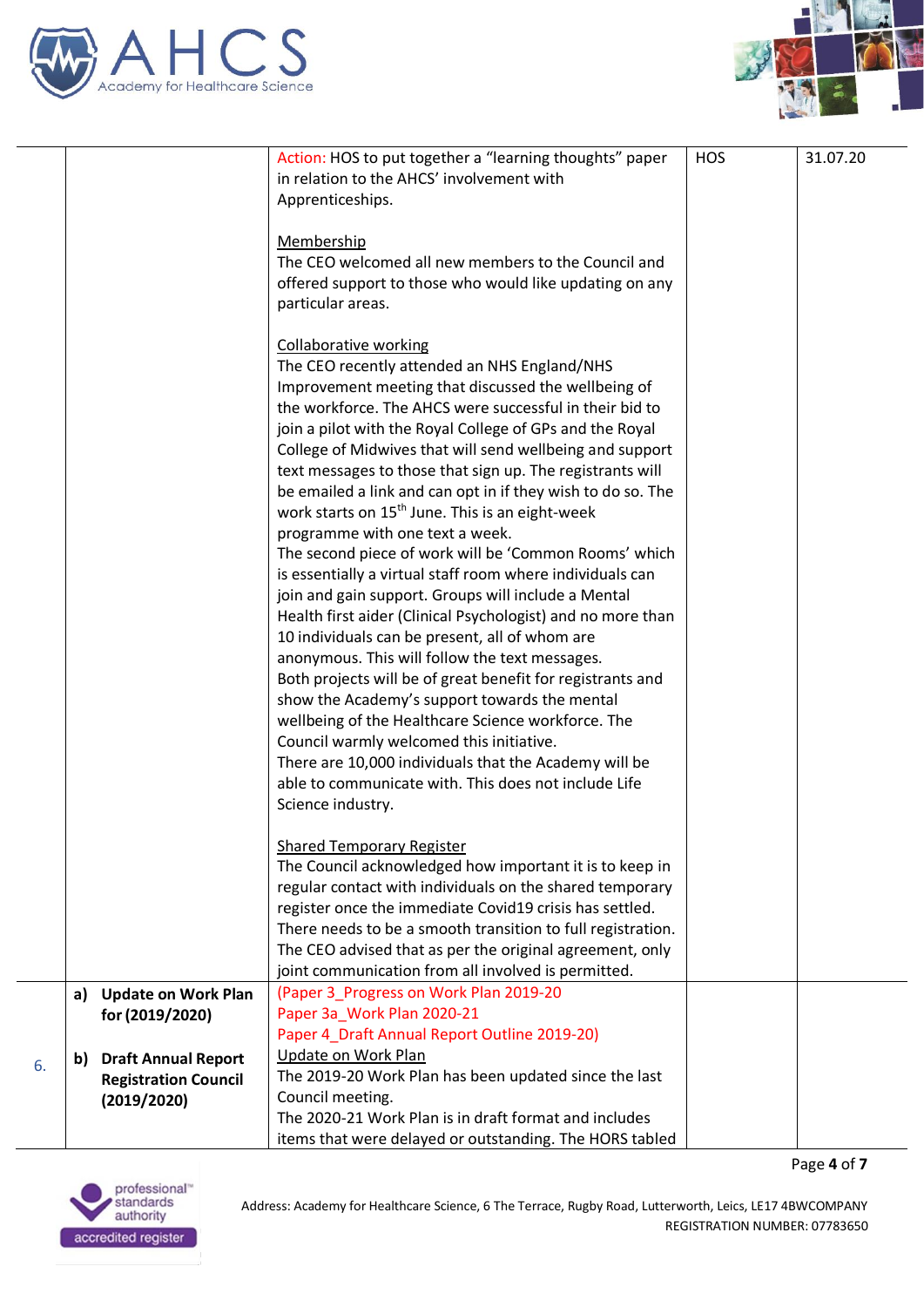| | | | | |
|---|---|---|---|---|
| | | Action: HOS to put together a "learning thoughts" paper in relation to the AHCS' involvement with Apprenticeships.<br><br><u>Membership</u><br>The CEO welcomed all new members to the Council and offered support to those who would like updating on any particular areas.<br><br><u>Collaborative working</u><br>The CEO recently attended an NHS England/NHS Improvement meeting that discussed the wellbeing of the workforce. The AHCS were successful in their bid to join a pilot with the Royal College of GPs and the Royal College of Midwives that will send wellbeing and support text messages to those that sign up. The registrants will be emailed a link and can opt in if they wish to do so. The work starts on 15th June. This is an eight-week programme with one text a week.<br>The second piece of work will be 'Common Rooms' which is essentially a virtual staff room where individuals can join and gain support. Groups will include a Mental Health first aider (Clinical Psychologist) and no more than 10 individuals can be present, all of whom are anonymous. This will follow the text messages.<br>Both projects will be of great benefit for registrants and show the Academy's support towards the mental wellbeing of the Healthcare Science workforce. The Council warmly welcomed this initiative.<br>There are 10,000 individuals that the Academy will be able to communicate with. This does not include Life Science industry.<br><br><u>Shared Temporary Register</u><br>The Council acknowledged how important it is to keep in regular contact with individuals on the shared temporary register once the immediate Covid19 crisis has settled. There needs to be a smooth transition to full registration. The CEO advised that as per the original agreement, only joint communication from all involved is permitted. | HOS | 31.07.20 |
| 6. | **a) Update on Work Plan for (2019/2020)**<br><br>**b) Draft Annual Report Registration Council (2019/2020)** | (Paper 3_Progress on Work Plan 2019-20<br>Paper 3a_Work Plan 2020-21<br>Paper 4_Draft Annual Report Outline 2019-20)<br><u>Update on Work Plan</u><br>The 2019-20 Work Plan has been updated since the last Council meeting.<br>The 2020-21 Work Plan is in draft format and includes items that were delayed or outstanding. The HORS tabled | | |

Address: Academy for Healthcare Science, 6 The Terrace, Rugby Road, Lutterworth, Leics, LE17 4BWCOMPANY REGISTRATION NUMBER: 07783650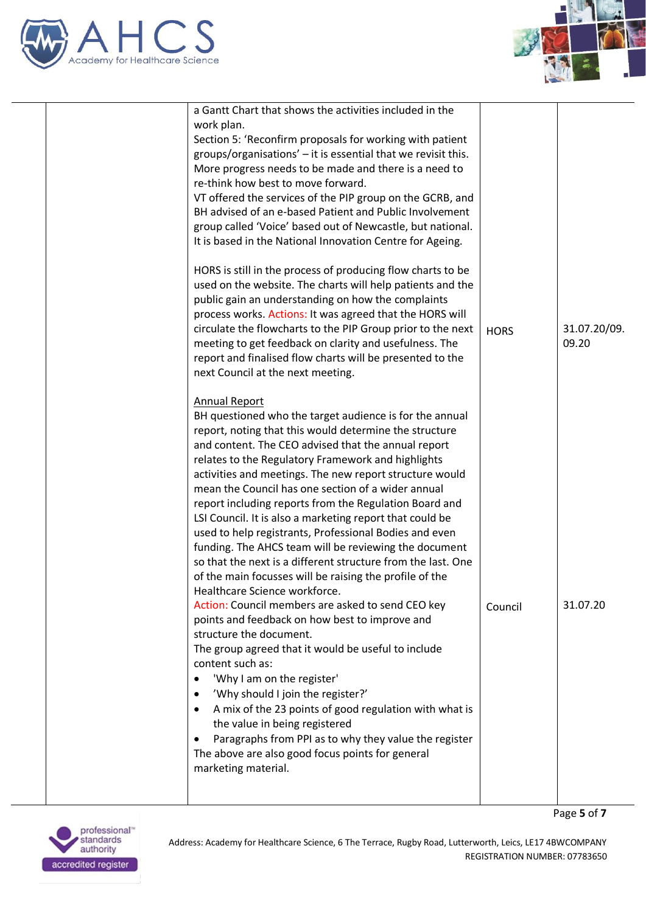| | | | | |
|---|---|---|---|---|
| | | a Gantt Chart that shows the activities included in the work plan.<br>Section 5: 'Reconfirm proposals for working with patient groups/organisations' – it is essential that we revisit this. More progress needs to be made and there is a need to re-think how best to move forward.<br>VT offered the services of the PIP group on the GCRB, and BH advised of an e-based Patient and Public Involvement group called 'Voice' based out of Newcastle, but national. It is based in the National Innovation Centre for Ageing.<br><br>HORS is still in the process of producing flow charts to be used on the website. The charts will help patients and the public gain an understanding on how the complaints process works. Actions: It was agreed that the HORS will circulate the flowcharts to the PIP Group prior to the next meeting to get feedback on clarity and usefulness. The report and finalised flow charts will be presented to the next Council at the next meeting. | HORS | 31.07.20/09.09.20 |
| | | Annual Report<br>BH questioned who the target audience is for the annual report, noting that this would determine the structure and content. The CEO advised that the annual report relates to the Regulatory Framework and highlights activities and meetings. The new report structure would mean the Council has one section of a wider annual report including reports from the Regulation Board and LSI Council. It is also a marketing report that could be used to help registrants, Professional Bodies and even funding. The AHCS team will be reviewing the document so that the next is a different structure from the last. One of the main focusses will be raising the profile of the Healthcare Science workforce.<br>Action: Council members are asked to send CEO key points and feedback on how best to improve and structure the document.<br>The group agreed that it would be useful to include content such as:<br>• 'Why I am on the register'<br>• 'Why should I join the register?'<br>• A mix of the 23 points of good regulation with what is the value in being registered<br>• Paragraphs from PPI as to why they value the register<br>The above are also good focus points for general marketing material. | Council | 31.07.20 |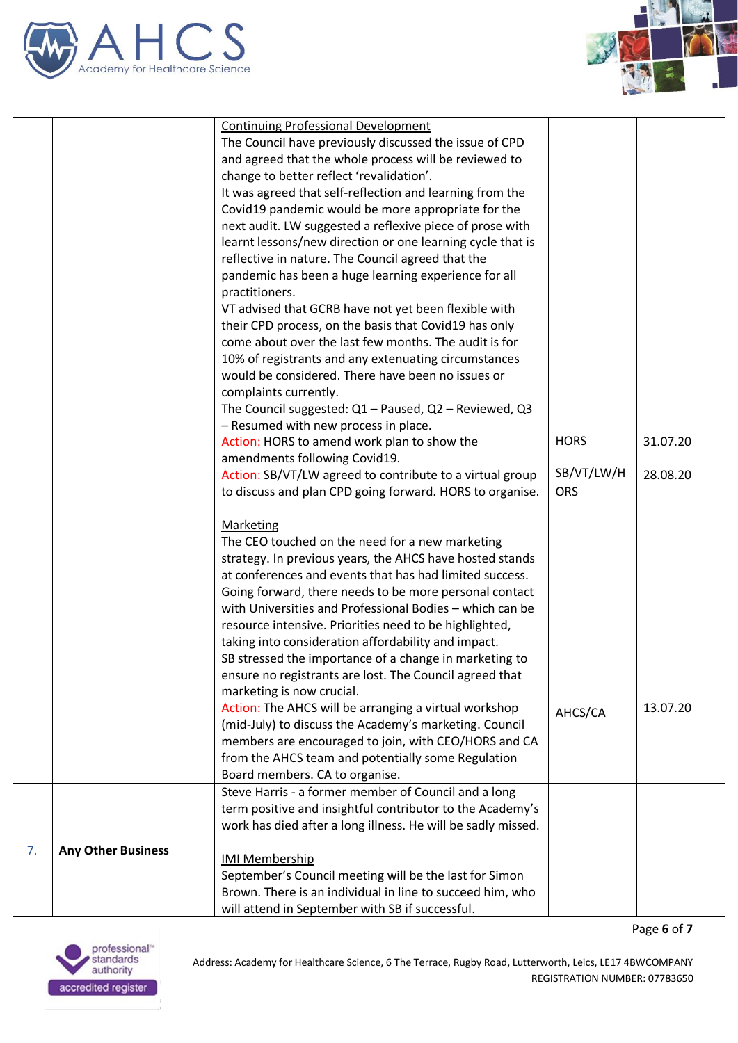| | | | | |
|---|---|---|---|---|
| | | <u>Continuing Professional Development</u><br>The Council have previously discussed the issue of CPD and agreed that the whole process will be reviewed to change to better reflect 'revalidation'.<br>It was agreed that self-reflection and learning from the Covid19 pandemic would be more appropriate for the next audit. LW suggested a reflexive piece of prose with learnt lessons/new direction or one learning cycle that is reflective in nature. The Council agreed that the pandemic has been a huge learning experience for all practitioners.<br>VT advised that GCRB have not yet been flexible with their CPD process, on the basis that Covid19 has only come about over the last few months. The audit is for 10% of registrants and any extenuating circumstances would be considered. There have been no issues or complaints currently.<br>The Council suggested: Q1 – Paused, Q2 – Reviewed, Q3 – Resumed with new process in place.<br>Action: HORS to amend work plan to show the amendments following Covid19.<br>Action: SB/VT/LW agreed to contribute to a virtual group to discuss and plan CPD going forward. HORS to organise.<br><br><u>Marketing</u><br>The CEO touched on the need for a new marketing strategy. In previous years, the AHCS have hosted stands at conferences and events that has had limited success. Going forward, there needs to be more personal contact with Universities and Professional Bodies – which can be resource intensive. Priorities need to be highlighted, taking into consideration affordability and impact.<br>SB stressed the importance of a change in marketing to ensure no registrants are lost. The Council agreed that marketing is now crucial.<br>Action: The AHCS will be arranging a virtual workshop (mid-July) to discuss the Academy's marketing. Council members are encouraged to join, with CEO/HORS and CA from the AHCS team and potentially some Regulation Board members. CA to organise. | HORS<br><br>SB/VT/LW/HORS<br><br><br><br><br><br><br><br><br><br><br><br>AHCS/CA | 31.07.20<br><br>28.08.20<br><br><br><br><br><br><br><br><br><br><br><br>13.07.20 |
| 7. | **Any Other Business** | Steve Harris - a former member of Council and a long term positive and insightful contributor to the Academy's work has died after a long illness. He will be sadly missed.<br><br><u>IMI Membership</u><br>September's Council meeting will be the last for Simon Brown. There is an individual in line to succeed him, who will attend in September with SB if successful. | | |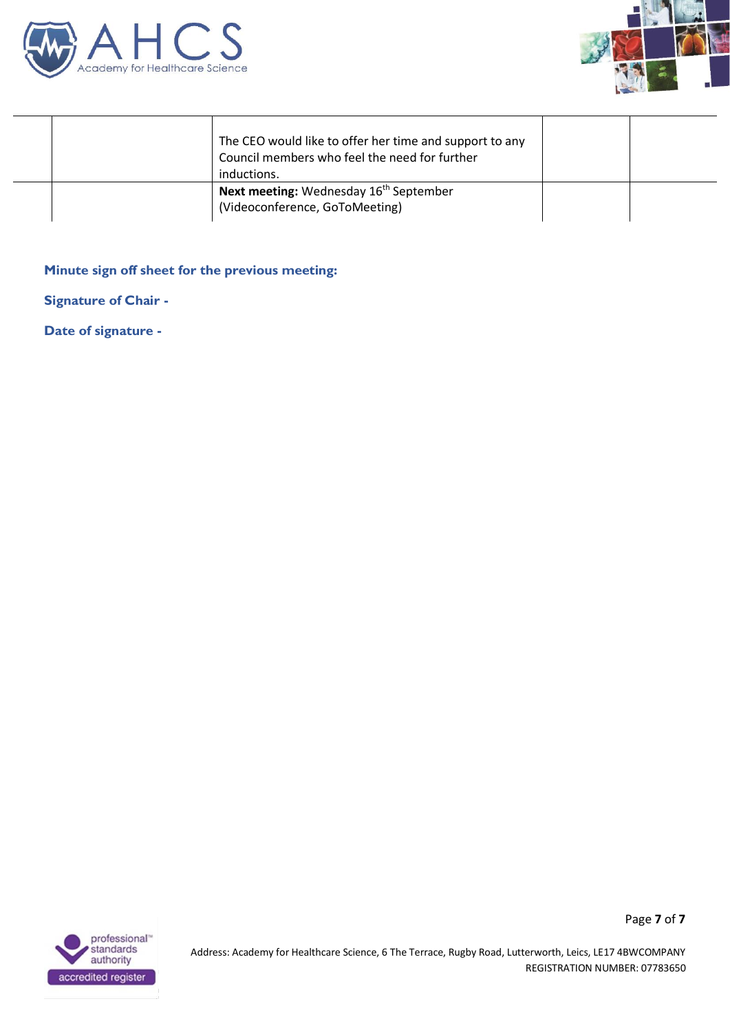| | | | | |
|---|---|---|---|---|
| | | The CEO would like to offer her time and support to any Council members who feel the need for further inductions. | | |
| | | **Next meeting:** Wednesday 16th September (Videoconference, GoToMeeting) | | |

**Minute sign off sheet for the previous meeting:**

**Signature of Chair -**

**Date of signature -**

Address: Academy for Healthcare Science, 6 The Terrace, Rugby Road, Lutterworth, Leics, LE17 4BWCOMPANY REGISTRATION NUMBER: 07783650